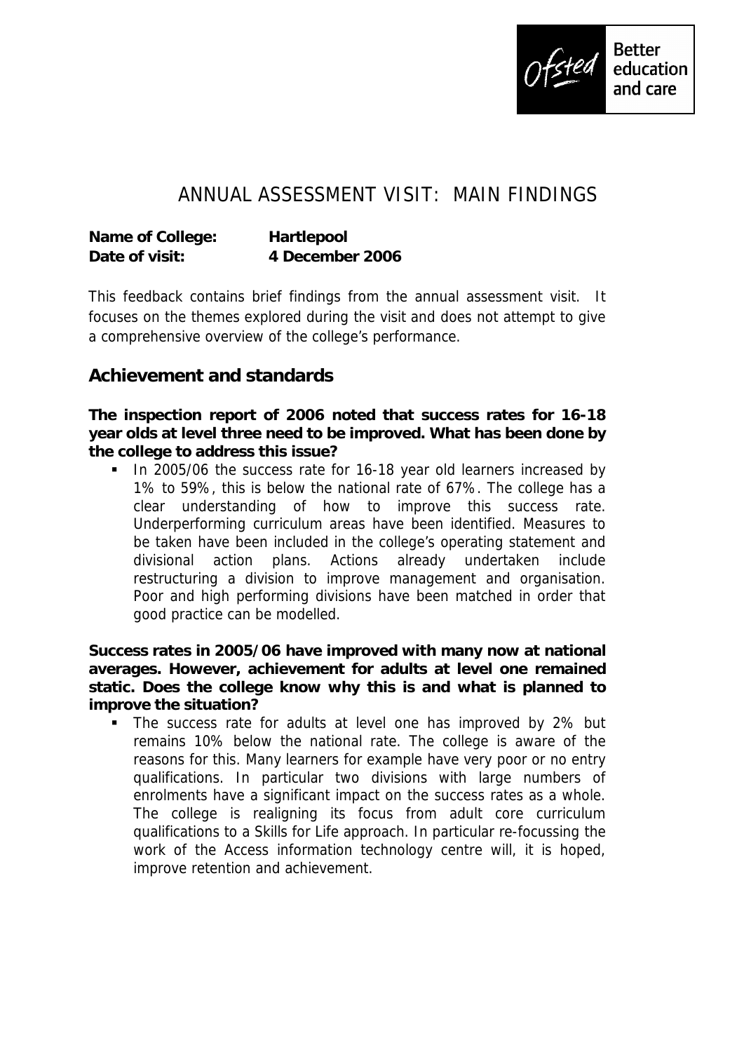# ANNUAL ASSESSMENT VISIT: MAIN FINDINGS

**Name of College:** **Hartlepool**
**Date of visit:** **4 December 2006**

This feedback contains brief findings from the annual assessment visit. It focuses on the themes explored during the visit and does not attempt to give a comprehensive overview of the college's performance.

## Achievement and standards

**The inspection report of 2006 noted that success rates for 16-18 year olds at level three need to be improved. What has been done by the college to address this issue?**

- In 2005/06 the success rate for 16-18 year old learners increased by 1% to 59%, this is below the national rate of 67%. The college has a clear understanding of how to improve this success rate. Underperforming curriculum areas have been identified. Measures to be taken have been included in the college's operating statement and divisional action plans. Actions already undertaken include restructuring a division to improve management and organisation. Poor and high performing divisions have been matched in order that good practice can be modelled.

**Success rates in 2005/06 have improved with many now at national averages. However, achievement for adults at level one remained static. Does the college know why this is and what is planned to improve the situation?**

- The success rate for adults at level one has improved by 2% but remains 10% below the national rate. The college is aware of the reasons for this. Many learners for example have very poor or no entry qualifications. In particular two divisions with large numbers of enrolments have a significant impact on the success rates as a whole. The college is realigning its focus from adult core curriculum qualifications to a Skills for Life approach. In particular re-focussing the work of the Access information technology centre will, it is hoped, improve retention and achievement.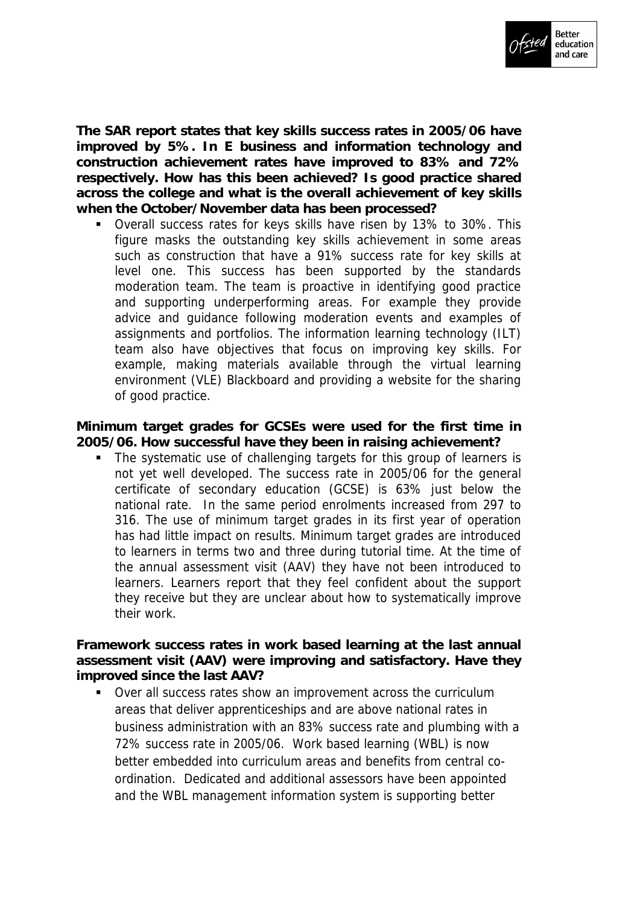**The SAR report states that key skills success rates in 2005/06 have improved by 5%. In E business and information technology and construction achievement rates have improved to 83% and 72% respectively. How has this been achieved? Is good practice shared across the college and what is the overall achievement of key skills when the October/November data has been processed?**

- Overall success rates for keys skills have risen by 13% to 30%. This figure masks the outstanding key skills achievement in some areas such as construction that have a 91% success rate for key skills at level one. This success has been supported by the standards moderation team. The team is proactive in identifying good practice and supporting underperforming areas. For example they provide advice and guidance following moderation events and examples of assignments and portfolios. The information learning technology (ILT) team also have objectives that focus on improving key skills. For example, making materials available through the virtual learning environment (VLE) Blackboard and providing a website for the sharing of good practice.

**Minimum target grades for GCSEs were used for the first time in 2005/06. How successful have they been in raising achievement?**

- The systematic use of challenging targets for this group of learners is not yet well developed. The success rate in 2005/06 for the general certificate of secondary education (GCSE) is 63% just below the national rate. In the same period enrolments increased from 297 to 316. The use of minimum target grades in its first year of operation has had little impact on results. Minimum target grades are introduced to learners in terms two and three during tutorial time. At the time of the annual assessment visit (AAV) they have not been introduced to learners. Learners report that they feel confident about the support they receive but they are unclear about how to systematically improve their work.

**Framework success rates in work based learning at the last annual assessment visit (AAV) were improving and satisfactory. Have they improved since the last AAV?**

- Over all success rates show an improvement across the curriculum areas that deliver apprenticeships and are above national rates in business administration with an 83% success rate and plumbing with a 72% success rate in 2005/06. Work based learning (WBL) is now better embedded into curriculum areas and benefits from central co-ordination. Dedicated and additional assessors have been appointed and the WBL management information system is supporting better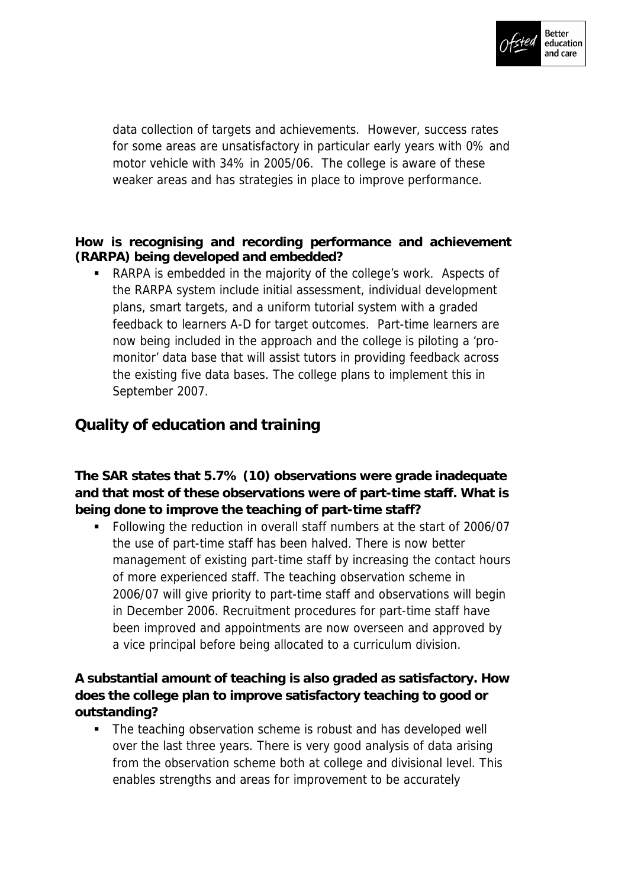data collection of targets and achievements. However, success rates for some areas are unsatisfactory in particular early years with 0% and motor vehicle with 34% in 2005/06. The college is aware of these weaker areas and has strategies in place to improve performance.

**How is recognising and recording performance and achievement (RARPA) being developed and embedded?**

- RARPA is embedded in the majority of the college's work. Aspects of the RARPA system include initial assessment, individual development plans, smart targets, and a uniform tutorial system with a graded feedback to learners A-D for target outcomes. Part-time learners are now being included in the approach and the college is piloting a 'pro-monitor' data base that will assist tutors in providing feedback across the existing five data bases. The college plans to implement this in September 2007.

## Quality of education and training

**The SAR states that 5.7% (10) observations were grade inadequate and that most of these observations were of part-time staff. What is being done to improve the teaching of part-time staff?**

- Following the reduction in overall staff numbers at the start of 2006/07 the use of part-time staff has been halved. There is now better management of existing part-time staff by increasing the contact hours of more experienced staff. The teaching observation scheme in 2006/07 will give priority to part-time staff and observations will begin in December 2006. Recruitment procedures for part-time staff have been improved and appointments are now overseen and approved by a vice principal before being allocated to a curriculum division.

**A substantial amount of teaching is also graded as satisfactory. How does the college plan to improve satisfactory teaching to good or outstanding?**

- The teaching observation scheme is robust and has developed well over the last three years. There is very good analysis of data arising from the observation scheme both at college and divisional level. This enables strengths and areas for improvement to be accurately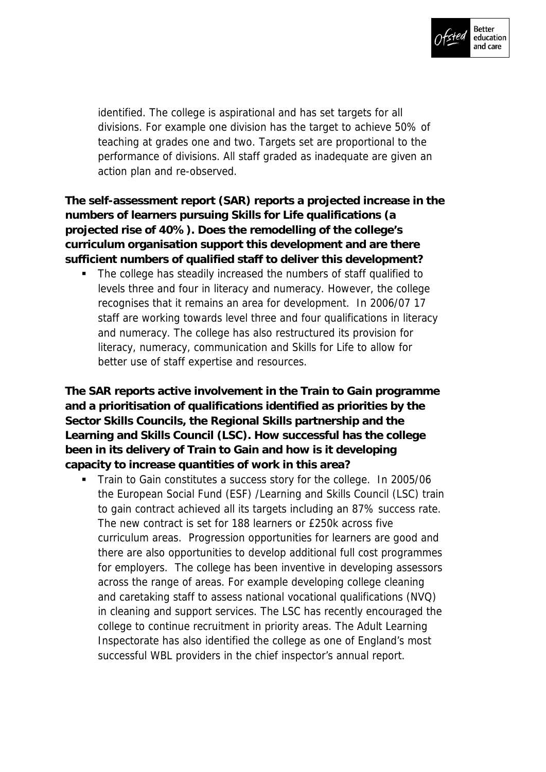identified. The college is aspirational and has set targets for all divisions. For example one division has the target to achieve 50% of teaching at grades one and two. Targets set are proportional to the performance of divisions. All staff graded as inadequate are given an action plan and re-observed.

**The self-assessment report (SAR) reports a projected increase in the numbers of learners pursuing Skills for Life qualifications (a projected rise of 40%). Does the remodelling of the college's curriculum organisation support this development and are there sufficient numbers of qualified staff to deliver this development?**

- The college has steadily increased the numbers of staff qualified to levels three and four in literacy and numeracy. However, the college recognises that it remains an area for development. In 2006/07 17 staff are working towards level three and four qualifications in literacy and numeracy. The college has also restructured its provision for literacy, numeracy, communication and Skills for Life to allow for better use of staff expertise and resources.

**The SAR reports active involvement in the Train to Gain programme and a prioritisation of qualifications identified as priorities by the Sector Skills Councils, the Regional Skills partnership and the Learning and Skills Council (LSC). How successful has the college been in its delivery of Train to Gain and how is it developing capacity to increase quantities of work in this area?**

- Train to Gain constitutes a success story for the college. In 2005/06 the European Social Fund (ESF) /Learning and Skills Council (LSC) train to gain contract achieved all its targets including an 87% success rate. The new contract is set for 188 learners or £250k across five curriculum areas. Progression opportunities for learners are good and there are also opportunities to develop additional full cost programmes for employers. The college has been inventive in developing assessors across the range of areas. For example developing college cleaning and caretaking staff to assess national vocational qualifications (NVQ) in cleaning and support services. The LSC has recently encouraged the college to continue recruitment in priority areas. The Adult Learning Inspectorate has also identified the college as one of England's most successful WBL providers in the chief inspector's annual report.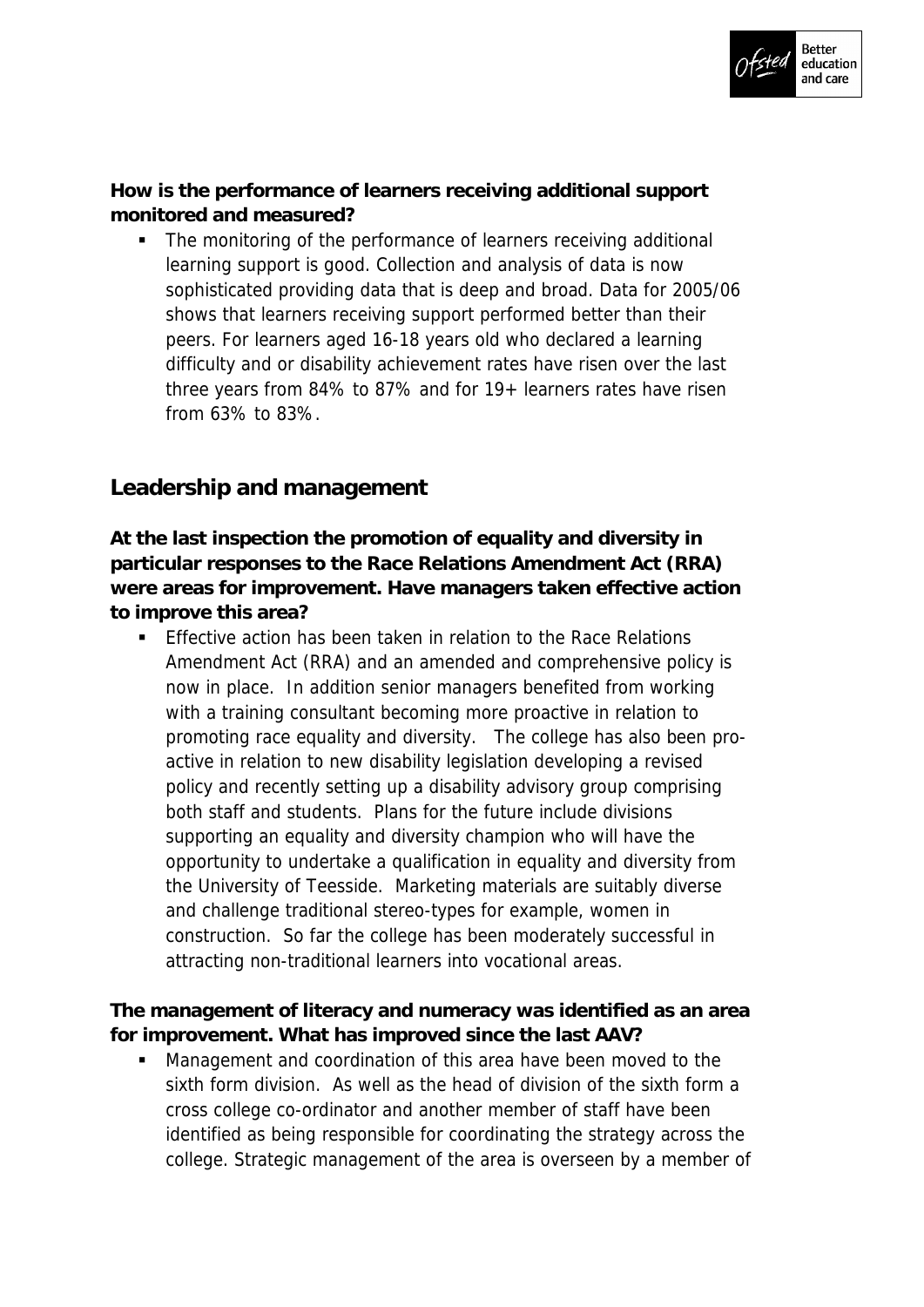**How is the performance of learners receiving additional support monitored and measured?**

- The monitoring of the performance of learners receiving additional learning support is good. Collection and analysis of data is now sophisticated providing data that is deep and broad. Data for 2005/06 shows that learners receiving support performed better than their peers. For learners aged 16-18 years old who declared a learning difficulty and or disability achievement rates have risen over the last three years from 84% to 87% and for 19+ learners rates have risen from 63% to 83%.

## Leadership and management

**At the last inspection the promotion of equality and diversity in particular responses to the Race Relations Amendment Act (RRA) were areas for improvement. Have managers taken effective action to improve this area?**

- Effective action has been taken in relation to the Race Relations Amendment Act (RRA) and an amended and comprehensive policy is now in place. In addition senior managers benefited from working with a training consultant becoming more proactive in relation to promoting race equality and diversity. The college has also been pro-active in relation to new disability legislation developing a revised policy and recently setting up a disability advisory group comprising both staff and students. Plans for the future include divisions supporting an equality and diversity champion who will have the opportunity to undertake a qualification in equality and diversity from the University of Teesside. Marketing materials are suitably diverse and challenge traditional stereo-types for example, women in construction. So far the college has been moderately successful in attracting non-traditional learners into vocational areas.

**The management of literacy and numeracy was identified as an area for improvement. What has improved since the last AAV?**

- Management and coordination of this area have been moved to the sixth form division. As well as the head of division of the sixth form a cross college co-ordinator and another member of staff have been identified as being responsible for coordinating the strategy across the college. Strategic management of the area is overseen by a member of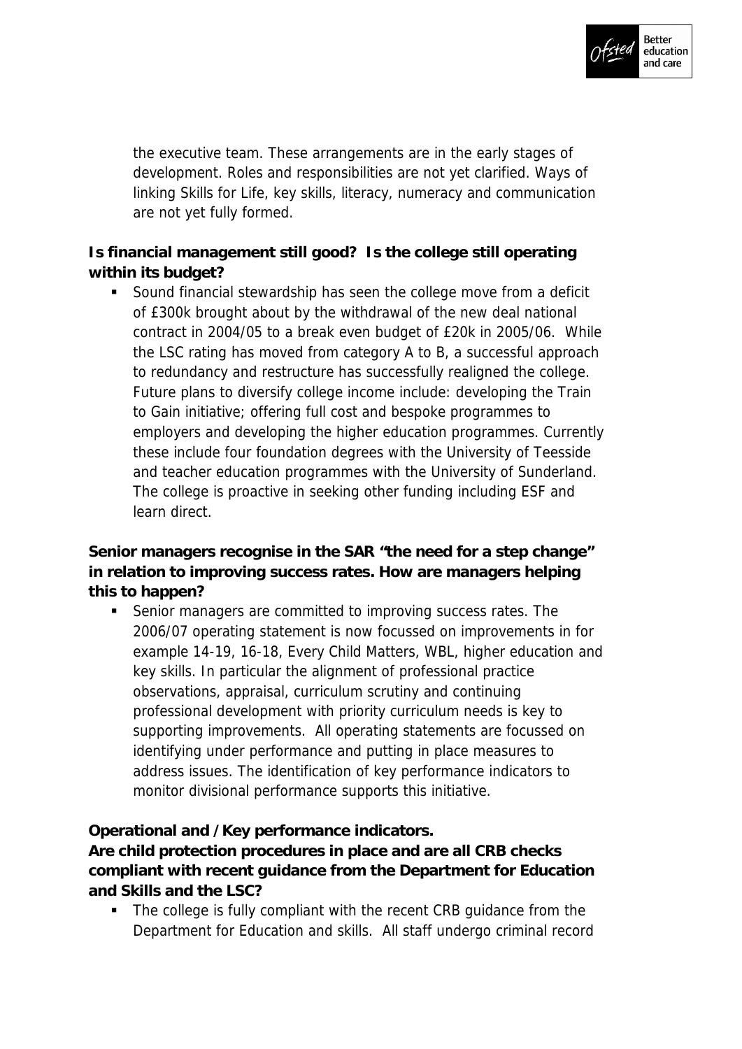the executive team. These arrangements are in the early stages of development. Roles and responsibilities are not yet clarified. Ways of linking Skills for Life, key skills, literacy, numeracy and communication are not yet fully formed.

**Is financial management still good? Is the college still operating within its budget?**

- Sound financial stewardship has seen the college move from a deficit of £300k brought about by the withdrawal of the new deal national contract in 2004/05 to a break even budget of £20k in 2005/06. While the LSC rating has moved from category A to B, a successful approach to redundancy and restructure has successfully realigned the college. Future plans to diversify college income include: developing the Train to Gain initiative; offering full cost and bespoke programmes to employers and developing the higher education programmes. Currently these include four foundation degrees with the University of Teesside and teacher education programmes with the University of Sunderland. The college is proactive in seeking other funding including ESF and learn direct.

**Senior managers recognise in the SAR "the need for a step change" in relation to improving success rates. How are managers helping this to happen?**

- Senior managers are committed to improving success rates. The 2006/07 operating statement is now focussed on improvements in for example 14-19, 16-18, Every Child Matters, WBL, higher education and key skills. In particular the alignment of professional practice observations, appraisal, curriculum scrutiny and continuing professional development with priority curriculum needs is key to supporting improvements. All operating statements are focussed on identifying under performance and putting in place measures to address issues. The identification of key performance indicators to monitor divisional performance supports this initiative.

**Operational and /Key performance indicators.**
**Are child protection procedures in place and are all CRB checks compliant with recent guidance from the Department for Education and Skills and the LSC?**

- The college is fully compliant with the recent CRB guidance from the Department for Education and skills. All staff undergo criminal record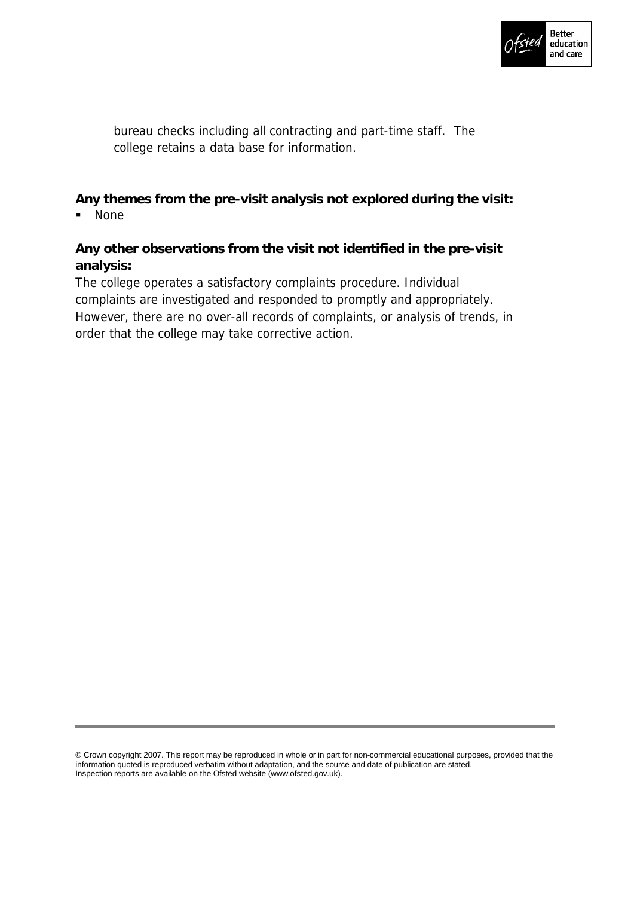bureau checks including all contracting and part-time staff. The college retains a data base for information.

**Any themes from the pre-visit analysis not explored during the visit:**

- None

**Any other observations from the visit not identified in the pre-visit analysis:**

The college operates a satisfactory complaints procedure. Individual complaints are investigated and responded to promptly and appropriately. However, there are no over-all records of complaints, or analysis of trends, in order that the college may take corrective action.

© Crown copyright 2007. This report may be reproduced in whole or in part for non-commercial educational purposes, provided that the information quoted is reproduced verbatim without adaptation, and the source and date of publication are stated.
Inspection reports are available on the Ofsted website (www.ofsted.gov.uk).